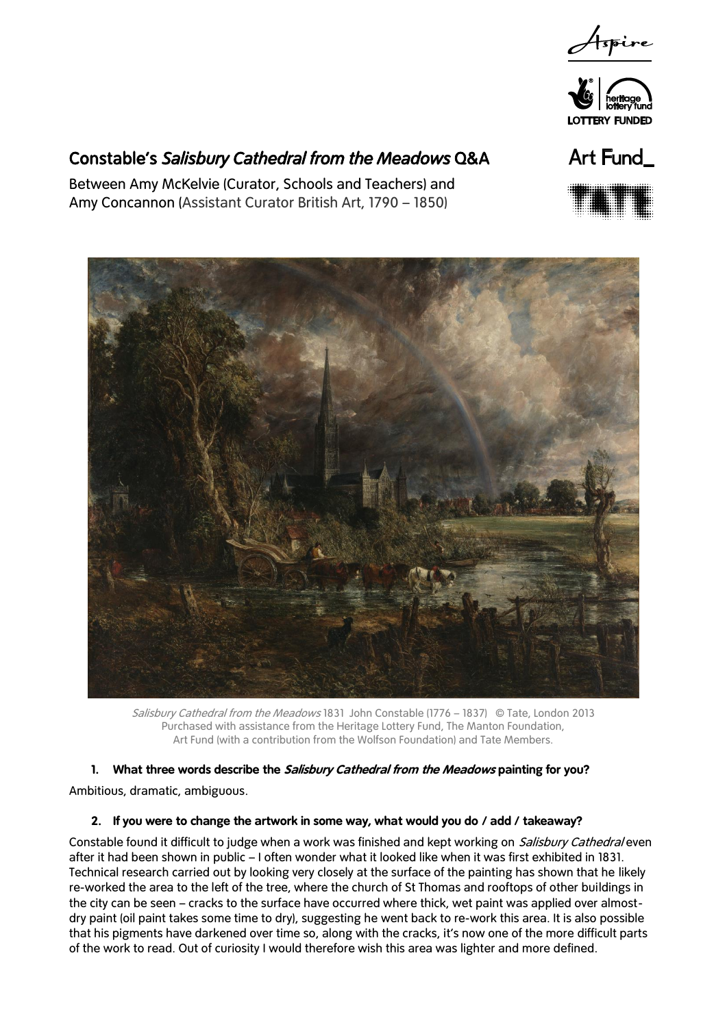# Constable's *Salisbury Cathedral from the Meadows* Q&A

Between Amy McKelvie (Curator, Schools and Teachers) and Amy Concannon (Assistant Curator British Art, 1790 – 1850)

*Salisbury Cathedral from the Meadows* 1831 John Constable (1776 – 1837) © Tate, London 2013
Purchased with assistance from the Heritage Lottery Fund, The Manton Foundation, Art Fund (with a contribution from the Wolfson Foundation) and Tate Members.

**1. What three words describe the *Salisbury Cathedral from the Meadows* painting for you?**

Ambitious, dramatic, ambiguous.

**2. If you were to change the artwork in some way, what would you do / add / takeaway?**

Constable found it difficult to judge when a work was finished and kept working on *Salisbury Cathedral* even after it had been shown in public – I often wonder what it looked like when it was first exhibited in 1831. Technical research carried out by looking very closely at the surface of the painting has shown that he likely re-worked the area to the left of the tree, where the church of St Thomas and rooftops of other buildings in the city can be seen – cracks to the surface have occurred where thick, wet paint was applied over almost-dry paint (oil paint takes some time to dry), suggesting he went back to re-work this area. It is also possible that his pigments have darkened over time so, along with the cracks, it's now one of the more difficult parts of the work to read. Out of curiosity I would therefore wish this area was lighter and more defined.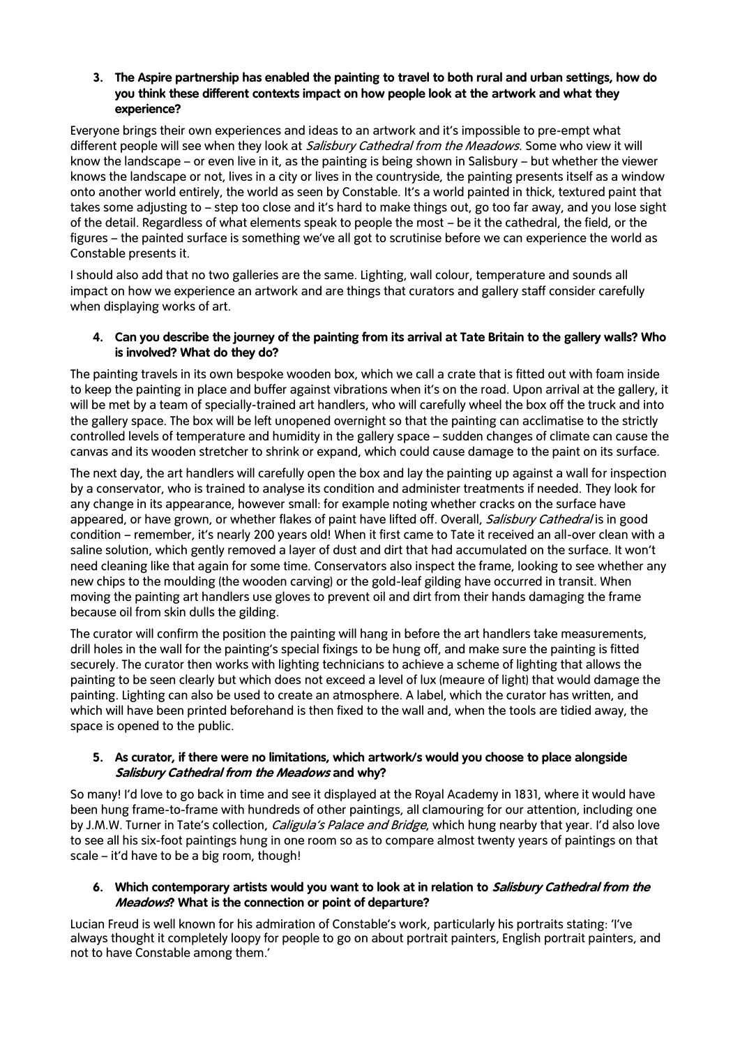**3. The Aspire partnership has enabled the painting to travel to both rural and urban settings, how do you think these different contexts impact on how people look at the artwork and what they experience?**

Everyone brings their own experiences and ideas to an artwork and it's impossible to pre-empt what different people will see when they look at *Salisbury Cathedral from the Meadows*. Some who view it will know the landscape – or even live in it, as the painting is being shown in Salisbury – but whether the viewer knows the landscape or not, lives in a city or lives in the countryside, the painting presents itself as a window onto another world entirely, the world as seen by Constable. It's a world painted in thick, textured paint that takes some adjusting to – step too close and it's hard to make things out, go too far away, and you lose sight of the detail. Regardless of what elements speak to people the most – be it the cathedral, the field, or the figures – the painted surface is something we've all got to scrutinise before we can experience the world as Constable presents it.

I should also add that no two galleries are the same. Lighting, wall colour, temperature and sounds all impact on how we experience an artwork and are things that curators and gallery staff consider carefully when displaying works of art.

**4. Can you describe the journey of the painting from its arrival at Tate Britain to the gallery walls? Who is involved? What do they do?**

The painting travels in its own bespoke wooden box, which we call a crate that is fitted out with foam inside to keep the painting in place and buffer against vibrations when it's on the road. Upon arrival at the gallery, it will be met by a team of specially-trained art handlers, who will carefully wheel the box off the truck and into the gallery space. The box will be left unopened overnight so that the painting can acclimatise to the strictly controlled levels of temperature and humidity in the gallery space – sudden changes of climate can cause the canvas and its wooden stretcher to shrink or expand, which could cause damage to the paint on its surface.

The next day, the art handlers will carefully open the box and lay the painting up against a wall for inspection by a conservator, who is trained to analyse its condition and administer treatments if needed. They look for any change in its appearance, however small: for example noting whether cracks on the surface have appeared, or have grown, or whether flakes of paint have lifted off. Overall, *Salisbury Cathedral* is in good condition – remember, it's nearly 200 years old! When it first came to Tate it received an all-over clean with a saline solution, which gently removed a layer of dust and dirt that had accumulated on the surface. It won't need cleaning like that again for some time. Conservators also inspect the frame, looking to see whether any new chips to the moulding (the wooden carving) or the gold-leaf gilding have occurred in transit. When moving the painting art handlers use gloves to prevent oil and dirt from their hands damaging the frame because oil from skin dulls the gilding.

The curator will confirm the position the painting will hang in before the art handlers take measurements, drill holes in the wall for the painting's special fixings to be hung off, and make sure the painting is fitted securely. The curator then works with lighting technicians to achieve a scheme of lighting that allows the painting to be seen clearly but which does not exceed a level of lux (meaure of light) that would damage the painting. Lighting can also be used to create an atmosphere. A label, which the curator has written, and which will have been printed beforehand is then fixed to the wall and, when the tools are tidied away, the space is opened to the public.

**5. As curator, if there were no limitations, which artwork/s would you choose to place alongside *Salisbury Cathedral from the Meadows* and why?**

So many! I'd love to go back in time and see it displayed at the Royal Academy in 1831, where it would have been hung frame-to-frame with hundreds of other paintings, all clamouring for our attention, including one by J.M.W. Turner in Tate's collection, *Caligula's Palace and Bridge*, which hung nearby that year. I'd also love to see all his six-foot paintings hung in one room so as to compare almost twenty years of paintings on that scale – it'd have to be a big room, though!

**6. Which contemporary artists would you want to look at in relation to *Salisbury Cathedral from the Meadows*? What is the connection or point of departure?**

Lucian Freud is well known for his admiration of Constable's work, particularly his portraits stating: 'I've always thought it completely loopy for people to go on about portrait painters, English portrait painters, and not to have Constable among them.'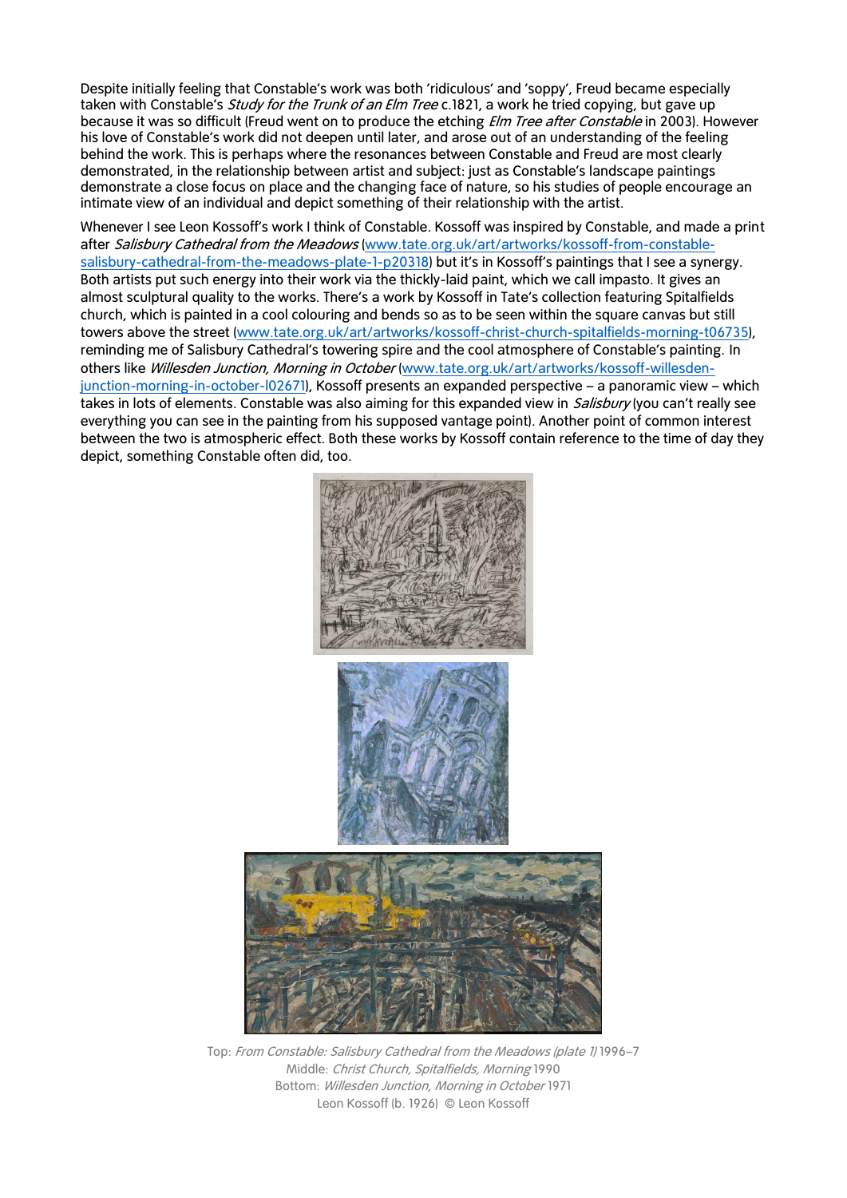Despite initially feeling that Constable's work was both 'ridiculous' and 'soppy', Freud became especially taken with Constable's *Study for the Trunk of an Elm Tree* c.1821, a work he tried copying, but gave up because it was so difficult (Freud went on to produce the etching *Elm Tree after Constable* in 2003). However his love of Constable's work did not deepen until later, and arose out of an understanding of the feeling behind the work. This is perhaps where the resonances between Constable and Freud are most clearly demonstrated, in the relationship between artist and subject: just as Constable's landscape paintings demonstrate a close focus on place and the changing face of nature, so his studies of people encourage an intimate view of an individual and depict something of their relationship with the artist.

Whenever I see Leon Kossoff's work I think of Constable. Kossoff was inspired by Constable, and made a print after *Salisbury Cathedral from the Meadows* (www.tate.org.uk/art/artworks/kossoff-from-constable-salisbury-cathedral-from-the-meadows-plate-1-p20318) but it's in Kossoff's paintings that I see a synergy. Both artists put such energy into their work via the thickly-laid paint, which we call impasto. It gives an almost sculptural quality to the works. There's a work by Kossoff in Tate's collection featuring Spitalfields church, which is painted in a cool colouring and bends so as to be seen within the square canvas but still towers above the street (www.tate.org.uk/art/artworks/kossoff-christ-church-spitalfields-morning-t06735), reminding me of Salisbury Cathedral's towering spire and the cool atmosphere of Constable's painting. In others like *Willesden Junction, Morning in October* (www.tate.org.uk/art/artworks/kossoff-willesden-junction-morning-in-october-l02671), Kossoff presents an expanded perspective – a panoramic view – which takes in lots of elements. Constable was also aiming for this expanded view in *Salisbury* (you can't really see everything you can see in the painting from his supposed vantage point). Another point of common interest between the two is atmospheric effect. Both these works by Kossoff contain reference to the time of day they depict, something Constable often did, too.

Top: *From Constable: Salisbury Cathedral from the Meadows (plate 1)* 1996–7
Middle: *Christ Church, Spitalfields, Morning* 1990
Bottom: *Willesden Junction, Morning in October* 1971
Leon Kossoff (b. 1926) © Leon Kossoff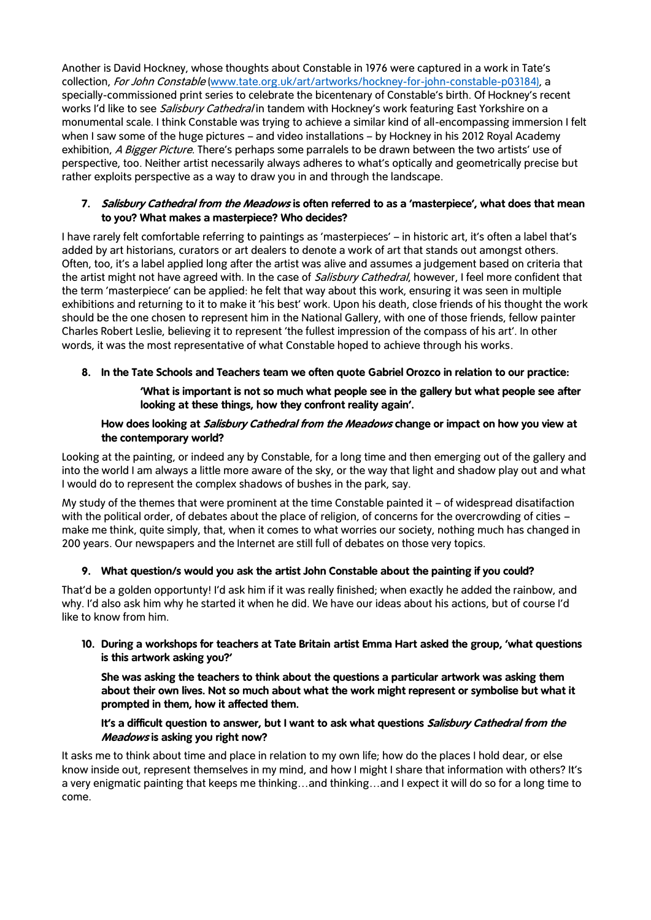Another is David Hockney, whose thoughts about Constable in 1976 were captured in a work in Tate's collection, *For John Constable* ([www.tate.org.uk/art/artworks/hockney-for-john-constable-p03184](www.tate.org.uk/art/artworks/hockney-for-john-constable-p03184)), a specially-commissioned print series to celebrate the bicentenary of Constable's birth. Of Hockney's recent works I'd like to see *Salisbury Cathedral* in tandem with Hockney's work featuring East Yorkshire on a monumental scale. I think Constable was trying to achieve a similar kind of all-encompassing immersion I felt when I saw some of the huge pictures – and video installations – by Hockney in his 2012 Royal Academy exhibition, *A Bigger Picture*. There's perhaps some parralels to be drawn between the two artists' use of perspective, too. Neither artist necessarily always adheres to what's optically and geometrically precise but rather exploits perspective as a way to draw you in and through the landscape.

7. ***Salisbury Cathedral from the Meadows* is often referred to as a 'masterpiece', what does that mean to you? What makes a masterpiece? Who decides?**

I have rarely felt comfortable referring to paintings as 'masterpieces' – in historic art, it's often a label that's added by art historians, curators or art dealers to denote a work of art that stands out amongst others. Often, too, it's a label applied long after the artist was alive and assumes a judgement based on criteria that the artist might not have agreed with. In the case of *Salisbury Cathedral*, however, I feel more confident that the term 'masterpiece' can be applied: he felt that way about this work, ensuring it was seen in multiple exhibitions and returning to it to make it 'his best' work. Upon his death, close friends of his thought the work should be the one chosen to represent him in the National Gallery, with one of those friends, fellow painter Charles Robert Leslie, believing it to represent 'the fullest impression of the compass of his art'. In other words, it was the most representative of what Constable hoped to achieve through his works.

8. **In the Tate Schools and Teachers team we often quote Gabriel Orozco in relation to our practice:**

   > **'What is important is not so much what people see in the gallery but what people see after looking at these things, how they confront reality again'.**

   **How does looking at *Salisbury Cathedral from the Meadows* change or impact on how you view at the contemporary world?**

Looking at the painting, or indeed any by Constable, for a long time and then emerging out of the gallery and into the world I am always a little more aware of the sky, or the way that light and shadow play out and what I would do to represent the complex shadows of bushes in the park, say.

My study of the themes that were prominent at the time Constable painted it – of widespread disatifaction with the political order, of debates about the place of religion, of concerns for the overcrowding of cities – make me think, quite simply, that, when it comes to what worries our society, nothing much has changed in 200 years. Our newspapers and the Internet are still full of debates on those very topics.

9. **What question/s would you ask the artist John Constable about the painting if you could?**

That'd be a golden opportunty! I'd ask him if it was really finished; when exactly he added the rainbow, and why. I'd also ask him why he started it when he did. We have our ideas about his actions, but of course I'd like to know from him.

10. **During a workshops for teachers at Tate Britain artist Emma Hart asked the group, 'what questions is this artwork asking you?'**

    **She was asking the teachers to think about the questions a particular artwork was asking them about their own lives. Not so much about what the work might represent or symbolise but what it prompted in them, how it affected them.**

    **It's a difficult question to answer, but I want to ask what questions *Salisbury Cathedral from the Meadows* is asking you right now?**

It asks me to think about time and place in relation to my own life; how do the places I hold dear, or else know inside out, represent themselves in my mind, and how I might I share that information with others? It's a very enigmatic painting that keeps me thinking…and thinking…and I expect it will do so for a long time to come.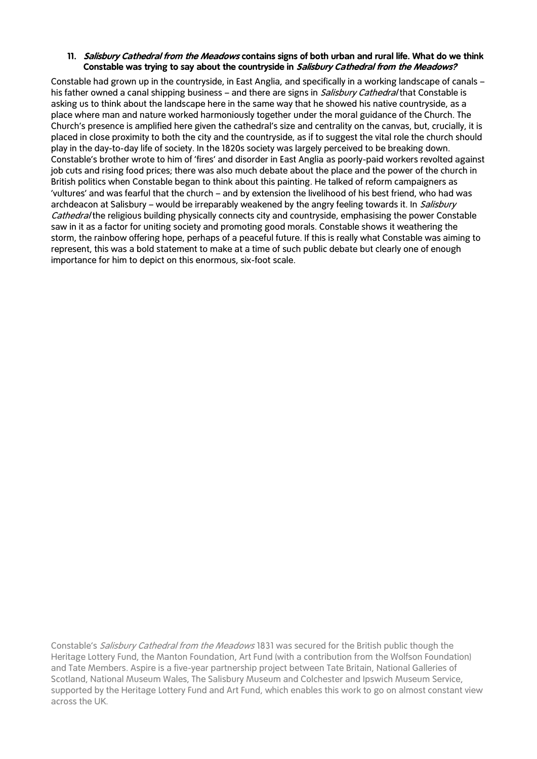11. ***Salisbury Cathedral from the Meadows*** **contains signs of both urban and rural life. What do we think Constable was trying to say about the countryside in** ***Salisbury Cathedral from the Meadows?***

Constable had grown up in the countryside, in East Anglia, and specifically in a working landscape of canals – his father owned a canal shipping business – and there are signs in *Salisbury Cathedral* that Constable is asking us to think about the landscape here in the same way that he showed his native countryside, as a place where man and nature worked harmoniously together under the moral guidance of the Church. The Church's presence is amplified here given the cathedral's size and centrality on the canvas, but, crucially, it is placed in close proximity to both the city and the countryside, as if to suggest the vital role the church should play in the day-to-day life of society. In the 1820s society was largely perceived to be breaking down. Constable's brother wrote to him of 'fires' and disorder in East Anglia as poorly-paid workers revolted against job cuts and rising food prices; there was also much debate about the place and the power of the church in British politics when Constable began to think about this painting. He talked of reform campaigners as 'vultures' and was fearful that the church – and by extension the livelihood of his best friend, who had was archdeacon at Salisbury – would be irreparably weakened by the angry feeling towards it. In *Salisbury Cathedral* the religious building physically connects city and countryside, emphasising the power Constable saw in it as a factor for uniting society and promoting good morals. Constable shows it weathering the storm, the rainbow offering hope, perhaps of a peaceful future. If this is really what Constable was aiming to represent, this was a bold statement to make at a time of such public debate but clearly one of enough importance for him to depict on this enormous, six-foot scale.

Constable's *Salisbury Cathedral from the Meadows* 1831 was secured for the British public though the Heritage Lottery Fund, the Manton Foundation, Art Fund (with a contribution from the Wolfson Foundation) and Tate Members. Aspire is a five-year partnership project between Tate Britain, National Galleries of Scotland, National Museum Wales, The Salisbury Museum and Colchester and Ipswich Museum Service, supported by the Heritage Lottery Fund and Art Fund, which enables this work to go on almost constant view across the UK.